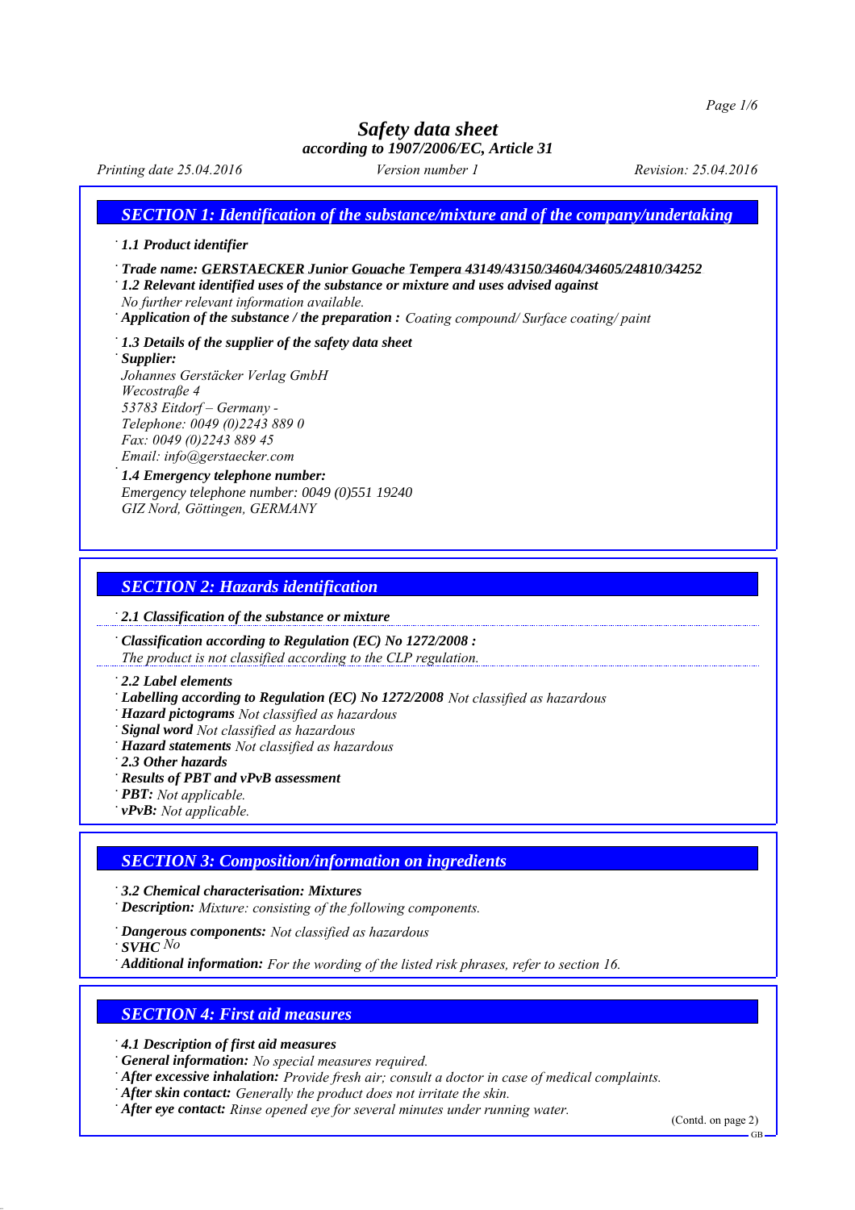# Safety data sheet
### according to 1907/2006/EC, Article 31

*Printing date 25.04.2016* *Version number 1* *Revision: 25.04.2016*

## SECTION 1: Identification of the substance/mixture and of the company/undertaking

· **1.1 Product identifier**

· **Trade name: GERSTAECKER Junior Gouache Tempera 43149/43150/34604/34605/24810/34252**
· **1.2 Relevant identified uses of the substance or mixture and uses advised against**
*No further relevant information available.*
· **Application of the substance / the preparation :** *Coating compound/ Surface coating/ paint*

· **1.3 Details of the supplier of the safety data sheet**
· **Supplier:**
*Johannes Gerstäcker Verlag GmbH*
*Wecostraße 4*
*53783 Eitdorf – Germany -*
*Telephone: 0049 (0)2243 889 0*
*Fax: 0049 (0)2243 889 45*
*Email: info@gerstaecker.com*
· **1.4 Emergency telephone number:**
*Emergency telephone number: 0049 (0)551 19240*
*GIZ Nord, Göttingen, GERMANY*

## SECTION 2: Hazards identification

· **2.1 Classification of the substance or mixture**

· **Classification according to Regulation (EC) No 1272/2008 :**
*The product is not classified according to the CLP regulation.*

· **2.2 Label elements**
· **Labelling according to Regulation (EC) No 1272/2008** *Not classified as hazardous*
· **Hazard pictograms** *Not classified as hazardous*
· **Signal word** *Not classified as hazardous*
· **Hazard statements** *Not classified as hazardous*
· **2.3 Other hazards**
· **Results of PBT and vPvB assessment**
· **PBT:** *Not applicable.*
· **vPvB:** *Not applicable.*

## SECTION 3: Composition/information on ingredients

· **3.2 Chemical characterisation: Mixtures**
· **Description:** *Mixture: consisting of the following components.*

· **Dangerous components:** *Not classified as hazardous*
· **SVHC** *No*
· **Additional information:** *For the wording of the listed risk phrases, refer to section 16.*

## SECTION 4: First aid measures

· **4.1 Description of first aid measures**
· **General information:** *No special measures required.*
· **After excessive inhalation:** *Provide fresh air; consult a doctor in case of medical complaints.*
· **After skin contact:** *Generally the product does not irritate the skin.*
· **After eye contact:** *Rinse opened eye for several minutes under running water.*

(Contd. on page 2)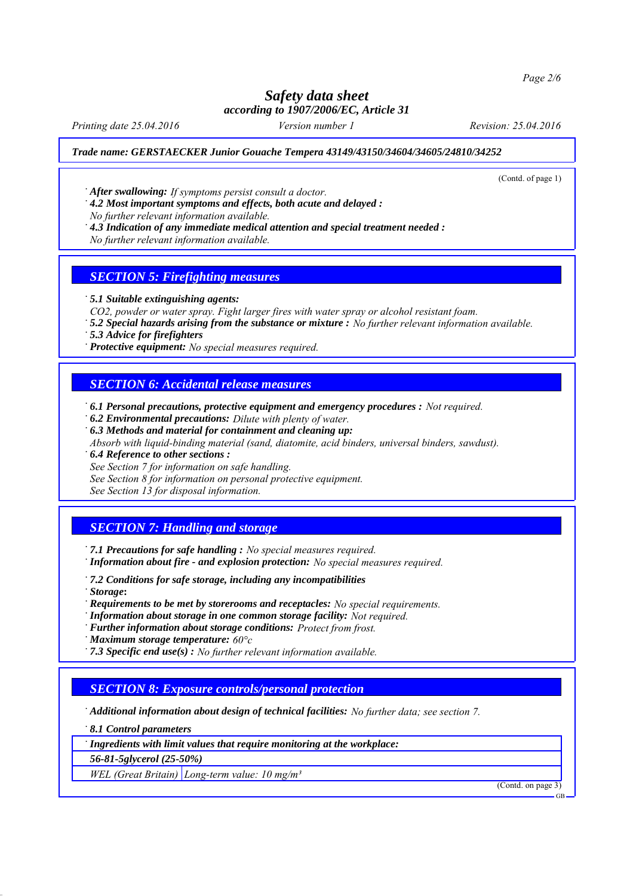*Safety data sheet*
*according to 1907/2006/EC, Article 31*

*Printing date 25.04.2016* *Version number 1* *Revision: 25.04.2016*

***Trade name: GERSTAECKER Junior Gouache Tempera 43149/43150/34604/34605/24810/34252***

(Contd. of page 1)

· ***After swallowing:*** *If symptoms persist consult a doctor.*
· ***4.2 Most important symptoms and effects, both acute and delayed :***
*No further relevant information available.*
· ***4.3 Indication of any immediate medical attention and special treatment needed :***
*No further relevant information available.*

## *SECTION 5: Firefighting measures*

· ***5.1 Suitable extinguishing agents:***
*$CO_2$, powder or water spray. Fight larger fires with water spray or alcohol resistant foam.*
· ***5.2 Special hazards arising from the substance or mixture :*** *No further relevant information available.*
· ***5.3 Advice for firefighters***
· ***Protective equipment:*** *No special measures required.*

## *SECTION 6: Accidental release measures*

· ***6.1 Personal precautions, protective equipment and emergency procedures :*** *Not required.*
· ***6.2 Environmental precautions:*** *Dilute with plenty of water.*
· ***6.3 Methods and material for containment and cleaning up:***
*Absorb with liquid-binding material (sand, diatomite, acid binders, universal binders, sawdust).*
· ***6.4 Reference to other sections :***
*See Section 7 for information on safe handling.*
*See Section 8 for information on personal protective equipment.*
*See Section 13 for disposal information.*

## *SECTION 7: Handling and storage*

· ***7.1 Precautions for safe handling :*** *No special measures required.*
· ***Information about fire - and explosion protection:*** *No special measures required.*

· ***7.2 Conditions for safe storage, including any incompatibilities***
· ***Storage:***
· ***Requirements to be met by storerooms and receptacles:*** *No special requirements.*
· ***Information about storage in one common storage facility:*** *Not required.*
· ***Further information about storage conditions:*** *Protect from frost.*
· ***Maximum storage temperature:*** *60°c*
· ***7.3 Specific end use(s) :*** *No further relevant information available.*

## *SECTION 8: Exposure controls/personal protection*

· ***Additional information about design of technical facilities:*** *No further data; see section 7.*

· ***8.1 Control parameters***

| · ***Ingredients with limit values that require monitoring at the workplace:*** | |
|---|---|
| ***56-81-5glycerol (25-50%)*** | |
| *WEL (Great Britain)* | *Long-term value: 10 mg/m³* |

(Contd. on page 3)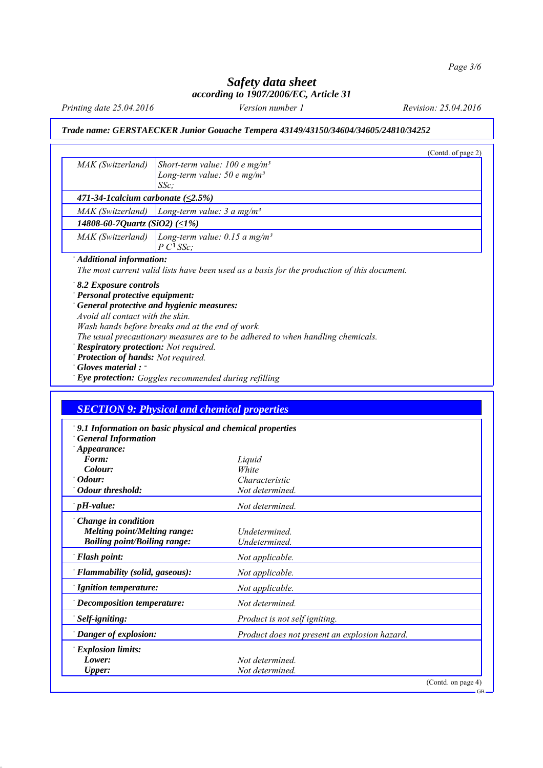# Safety data sheet
## according to 1907/2006/EC, Article 31

*Printing date 25.04.2016* *Version number 1* *Revision: 25.04.2016*

***Trade name: GERSTAECKER Junior Gouache Tempera 43149/43150/34604/34605/24810/34252***

(Contd. of page 2)

| | |
|---|---|
| MAK (Switzerland) | *Short-term value: 100 e mg/m³*<br>*Long-term value: 50 e mg/m³*<br>*SSc;* |
| ***471-34-1calcium carbonate (≤2.5%)*** | |
| MAK (Switzerland) | *Long-term value: 3 a mg/m³* |
| ***14808-60-7Quartz (SiO2) (≤1%)*** | |
| MAK (Switzerland) | *Long-term value: 0.15 a mg/m³*<br>*P C[1] SSc;* |

· ***Additional information:***
*The most current valid lists have been used as a basis for the production of this document.*

· ***8.2 Exposure controls***
· ***Personal protective equipment:***
· ***General protective and hygienic measures:***
*Avoid all contact with the skin.*
*Wash hands before breaks and at the end of work.*
*The usual precautionary measures are to be adhered to when handling chemicals.*
· ***Respiratory protection:*** *Not required.*
· ***Protection of hands:*** *Not required.*
· ***Gloves material :*** *-*
· ***Eye protection:*** *Goggles recommended during refilling*

## *SECTION 9: Physical and chemical properties*

· ***9.1 Information on basic physical and chemical properties***
· ***General Information***
· ***Appearance:***

| | |
|---|---|
| ***Form:*** | *Liquid* |
| ***Colour:*** | *White* |
| · ***Odour:*** | *Characteristic* |
| · ***Odour threshold:*** | *Not determined.* |
| · ***pH-value:*** | *Not determined.* |
| · ***Change in condition*** | |
| ***Melting point/Melting range:*** | *Undetermined.* |
| ***Boiling point/Boiling range:*** | *Undetermined.* |
| · ***Flash point:*** | *Not applicable.* |
| · ***Flammability (solid, gaseous):*** | *Not applicable.* |
| · ***Ignition temperature:*** | *Not applicable.* |
| · ***Decomposition temperature:*** | *Not determined.* |
| · ***Self-igniting:*** | *Product is not self igniting.* |
| · ***Danger of explosion:*** | *Product does not present an explosion hazard.* |
| · ***Explosion limits:*** | |
| ***Lower:*** | *Not determined.* |
| ***Upper:*** | *Not determined.* |

(Contd. on page 4)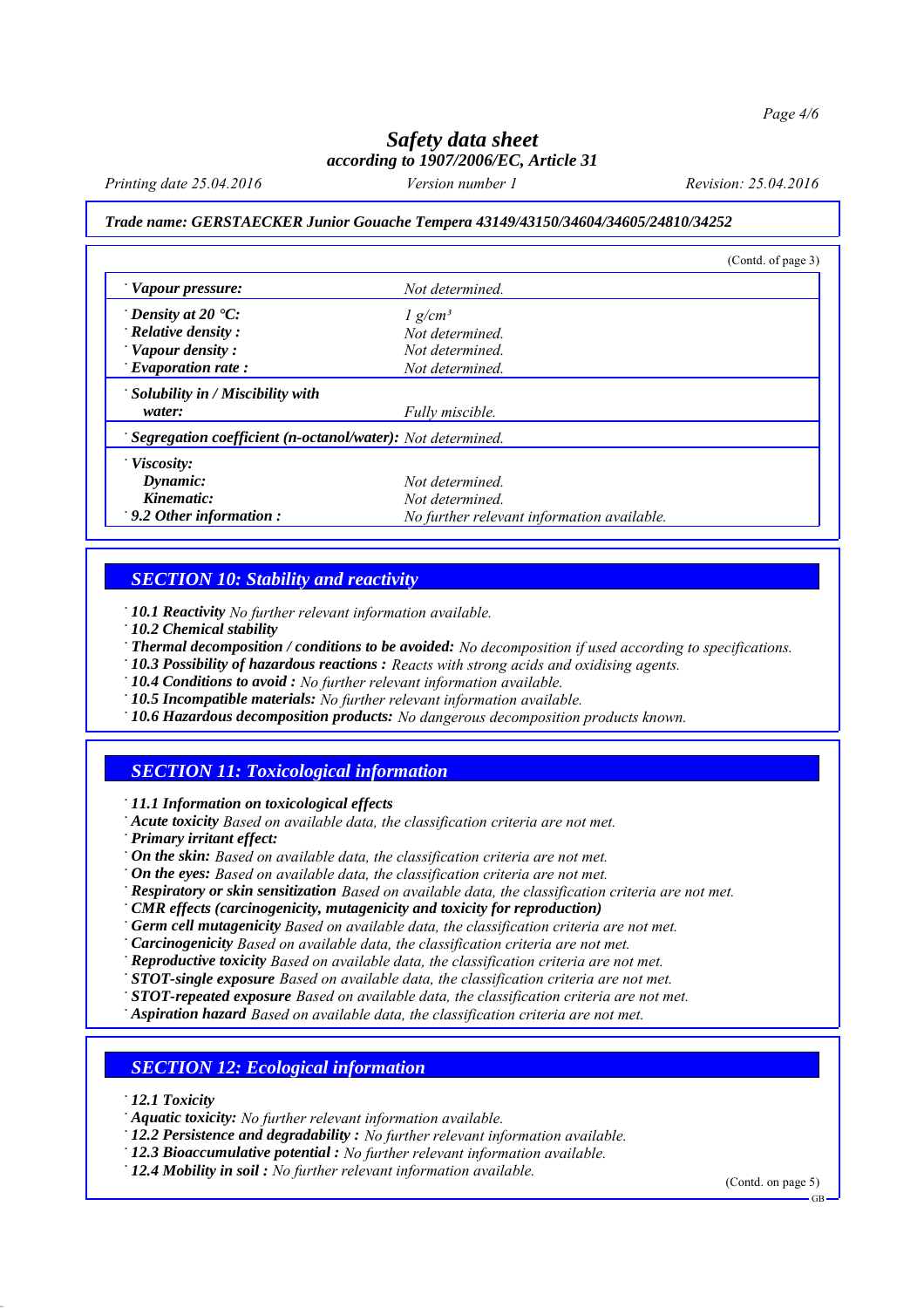# Safety data sheet
## according to 1907/2006/EC, Article 31

*Printing date 25.04.2016* *Version number 1* *Revision: 25.04.2016*

***Trade name: GERSTAECKER Junior Gouache Tempera 43149/43150/34604/34605/24810/34252***

(Contd. of page 3)

| | |
|---|---|
| · ***Vapour pressure:*** | *Not determined.* |
| · ***Density at 20 °C:*** | *1 g/cm³* |
| · ***Relative density :*** | *Not determined.* |
| · ***Vapour density :*** | *Not determined.* |
| · ***Evaporation rate :*** | *Not determined.* |
| · ***Solubility in / Miscibility with water:*** | *Fully miscible.* |
| · ***Segregation coefficient (n-octanol/water):*** | *Not determined.* |
| · ***Viscosity:*** | |
| ***Dynamic:*** | *Not determined.* |
| ***Kinematic:*** | *Not determined.* |
| · ***9.2 Other information :*** | *No further relevant information available.* |

## *SECTION 10: Stability and reactivity*

· ***10.1 Reactivity*** *No further relevant information available.*
· ***10.2 Chemical stability***
· ***Thermal decomposition / conditions to be avoided:*** *No decomposition if used according to specifications.*
· ***10.3 Possibility of hazardous reactions :*** *Reacts with strong acids and oxidising agents.*
· ***10.4 Conditions to avoid :*** *No further relevant information available.*
· ***10.5 Incompatible materials:*** *No further relevant information available.*
· ***10.6 Hazardous decomposition products:*** *No dangerous decomposition products known.*

## *SECTION 11: Toxicological information*

· ***11.1 Information on toxicological effects***
· ***Acute toxicity*** *Based on available data, the classification criteria are not met.*
· ***Primary irritant effect:***
· ***On the skin:*** *Based on available data, the classification criteria are not met.*
· ***On the eyes:*** *Based on available data, the classification criteria are not met.*
· ***Respiratory or skin sensitization*** *Based on available data, the classification criteria are not met.*
· ***CMR effects (carcinogenicity, mutagenicity and toxicity for reproduction)***
· ***Germ cell mutagenicity*** *Based on available data, the classification criteria are not met.*
· ***Carcinogenicity*** *Based on available data, the classification criteria are not met.*
· ***Reproductive toxicity*** *Based on available data, the classification criteria are not met.*
· ***STOT-single exposure*** *Based on available data, the classification criteria are not met.*
· ***STOT-repeated exposure*** *Based on available data, the classification criteria are not met.*
· ***Aspiration hazard*** *Based on available data, the classification criteria are not met.*

## *SECTION 12: Ecological information*

· ***12.1 Toxicity***
· ***Aquatic toxicity:*** *No further relevant information available.*
· ***12.2 Persistence and degradability :*** *No further relevant information available.*
· ***12.3 Bioaccumulative potential :*** *No further relevant information available.*
· ***12.4 Mobility in soil :*** *No further relevant information available.*

(Contd. on page 5)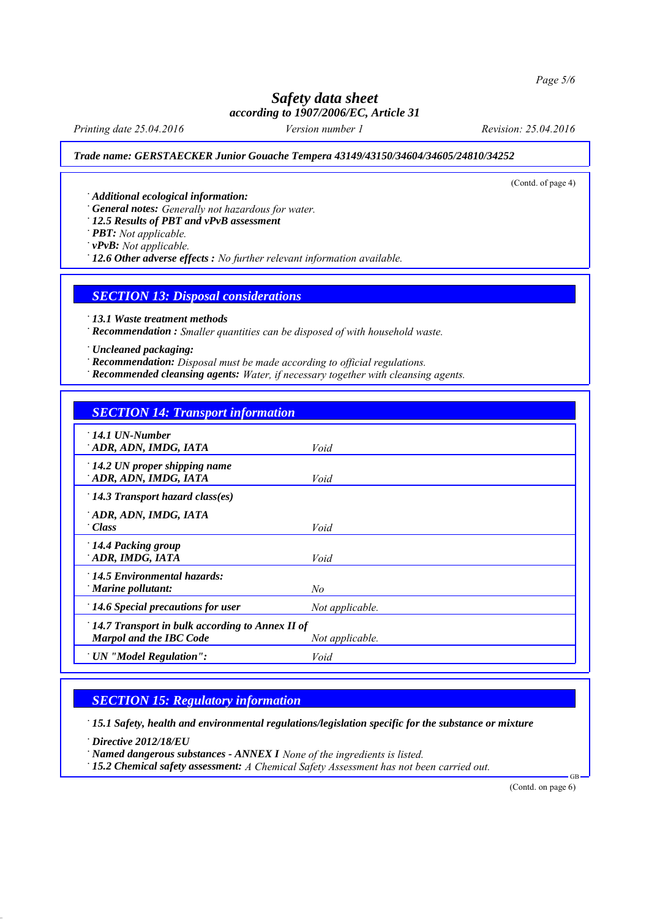**Trade name: GERSTAECKER Junior Gouache Tempera 43149/43150/34604/34605/24810/34252**

(Contd. of page 4)

- ***Additional ecological information:***
- ***General notes:*** *Generally not hazardous for water.*
- ***12.5 Results of PBT and vPvB assessment***
- ***PBT:*** *Not applicable.*
- ***vPvB:*** *Not applicable.*
- ***12.6 Other adverse effects :*** *No further relevant information available.*

## SECTION 13: Disposal considerations

- ***13.1 Waste treatment methods***
- ***Recommendation :*** *Smaller quantities can be disposed of with household waste.*

- ***Uncleaned packaging:***
- ***Recommendation:*** *Disposal must be made according to official regulations.*
- ***Recommended cleansing agents:*** *Water, if necessary together with cleansing agents.*

## SECTION 14: Transport information

| | |
|---|---|
| ***14.1 UN-Number***<br>***ADR, ADN, IMDG, IATA*** | *Void* |
| ***14.2 UN proper shipping name***<br>***ADR, ADN, IMDG, IATA*** | *Void* |
| ***14.3 Transport hazard class(es)*** | |
| ***ADR, ADN, IMDG, IATA***<br>***Class*** | *Void* |
| ***14.4 Packing group***<br>***ADR, IMDG, IATA*** | *Void* |
| ***14.5 Environmental hazards:***<br>***Marine pollutant:*** | *No* |
| ***14.6 Special precautions for user*** | *Not applicable.* |
| ***14.7 Transport in bulk according to Annex II of Marpol and the IBC Code*** | *Not applicable.* |
| ***UN "Model Regulation":*** | *Void* |

## SECTION 15: Regulatory information

- ***15.1 Safety, health and environmental regulations/legislation specific for the substance or mixture***

- ***Directive 2012/18/EU***
- ***Named dangerous substances - ANNEX I*** *None of the ingredients is listed.*
- ***15.2 Chemical safety assessment:*** *A Chemical Safety Assessment has not been carried out.*

(Contd. on page 6)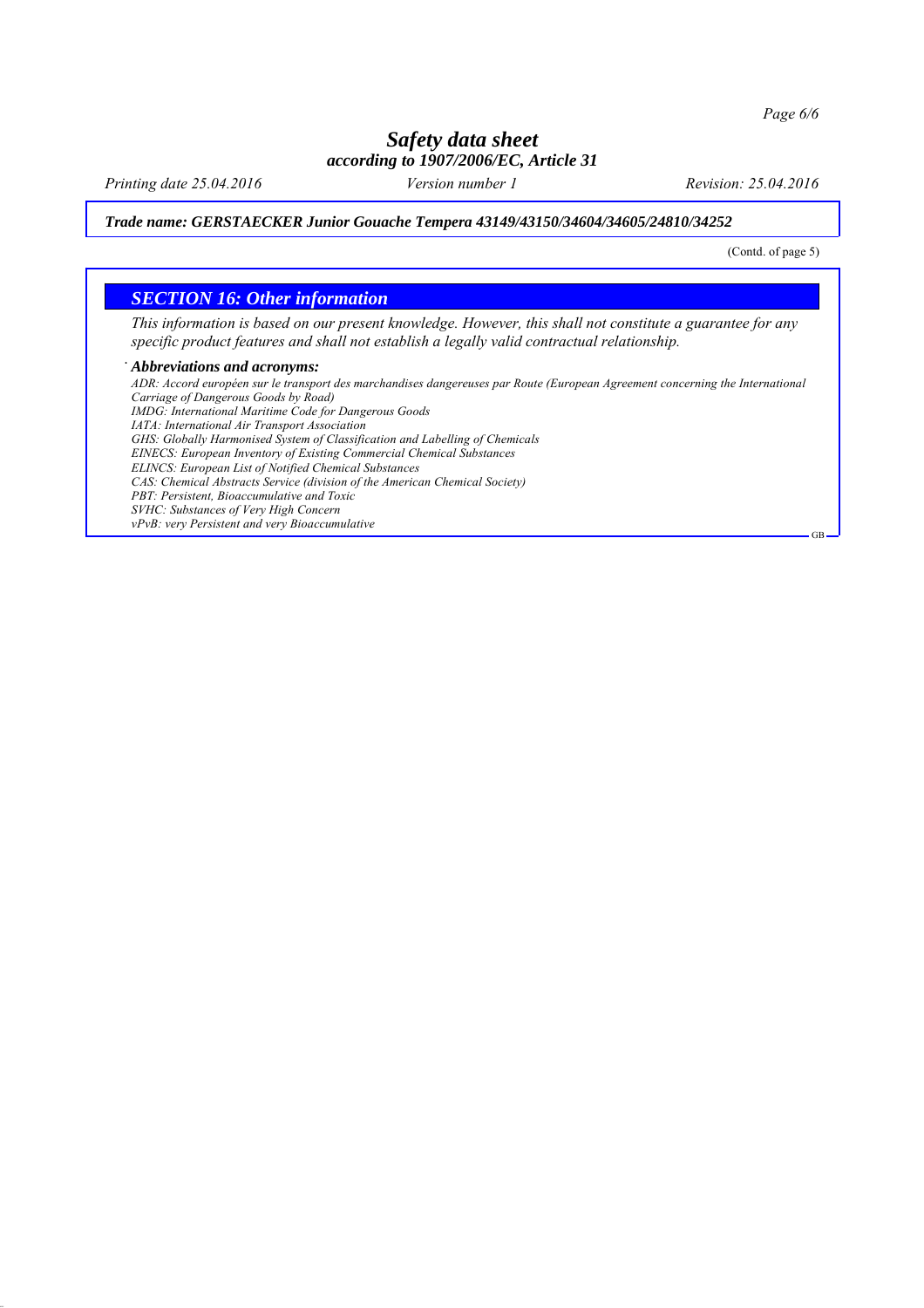*Safety data sheet*
*according to 1907/2006/EC, Article 31*

*Printing date 25.04.2016* *Version number 1* *Revision: 25.04.2016*

***Trade name: GERSTAECKER Junior Gouache Tempera 43149/43150/34604/34605/24810/34252***

(Contd. of page 5)

## *SECTION 16: Other information*

*This information is based on our present knowledge. However, this shall not constitute a guarantee for any specific product features and shall not establish a legally valid contractual relationship.*

· ***Abbreviations and acronyms:***

*ADR: Accord européen sur le transport des marchandises dangereuses par Route (European Agreement concerning the International Carriage of Dangerous Goods by Road)*
*IMDG: International Maritime Code for Dangerous Goods*
*IATA: International Air Transport Association*
*GHS: Globally Harmonised System of Classification and Labelling of Chemicals*
*EINECS: European Inventory of Existing Commercial Chemical Substances*
*ELINCS: European List of Notified Chemical Substances*
*CAS: Chemical Abstracts Service (division of the American Chemical Society)*
*PBT: Persistent, Bioaccumulative and Toxic*
*SVHC: Substances of Very High Concern*
*vPvB: very Persistent and very Bioaccumulative*

GB